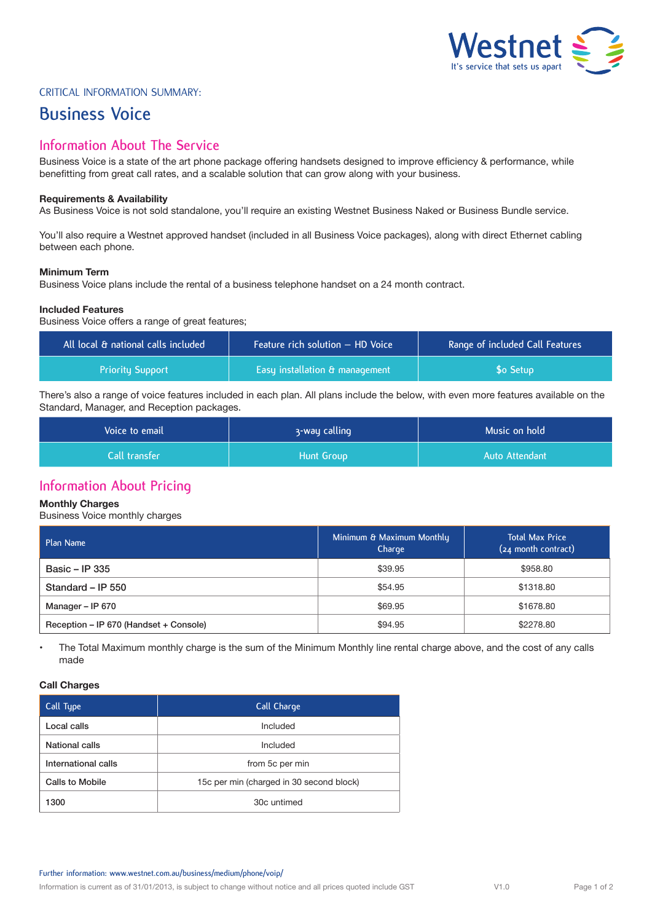CRITICAL INFORMATION SUMMARY:

# Business Voice

## Information About The Service

Business Voice is a state of the art phone package offering handsets designed to improve efficiency & performance, while benefitting from great call rates, and a scalable solution that can grow along with your business.

**Requirements & Availability**
As Business Voice is not sold standalone, you'll require an existing Westnet Business Naked or Business Bundle service.

You'll also require a Westnet approved handset (included in all Business Voice packages), along with direct Ethernet cabling between each phone.

**Minimum Term**
Business Voice plans include the rental of a business telephone handset on a 24 month contract.

**Included Features**
Business Voice offers a range of great features;

| All local & national calls included | Feature rich solution – HD Voice | Range of included Call Features |
|---|---|---|
| Priority Support | Easy installation & management | $0 Setup |

There's also a range of voice features included in each plan. All plans include the below, with even more features available on the Standard, Manager, and Reception packages.

| Voice to email | 3-way calling | Music on hold |
|---|---|---|
| Call transfer | Hunt Group | Auto Attendant |

## Information About Pricing

**Monthly Charges**
Business Voice monthly charges

| Plan Name | Minimum & Maximum Monthly Charge | Total Max Price (24 month contract) |
|---|---|---|
| Basic – IP 335 | $39.95 | $958.80 |
| Standard – IP 550 | $54.95 | $1318.80 |
| Manager – IP 670 | $69.95 | $1678.80 |
| Reception – IP 670 (Handset + Console) | $94.95 | $2278.80 |

- The Total Maximum monthly charge is the sum of the Minimum Monthly line rental charge above, and the cost of any calls made

**Call Charges**

| Call Type | Call Charge |
|---|---|
| Local calls | Included |
| National calls | Included |
| International calls | from 5c per min |
| Calls to Mobile | 15c per min (charged in 30 second block) |
| 1300 | 30c untimed |

Further information: www.westnet.com.au/business/medium/phone/voip/

Information is current as of 31/01/2013, is subject to change without notice and all prices quoted include GST V1.0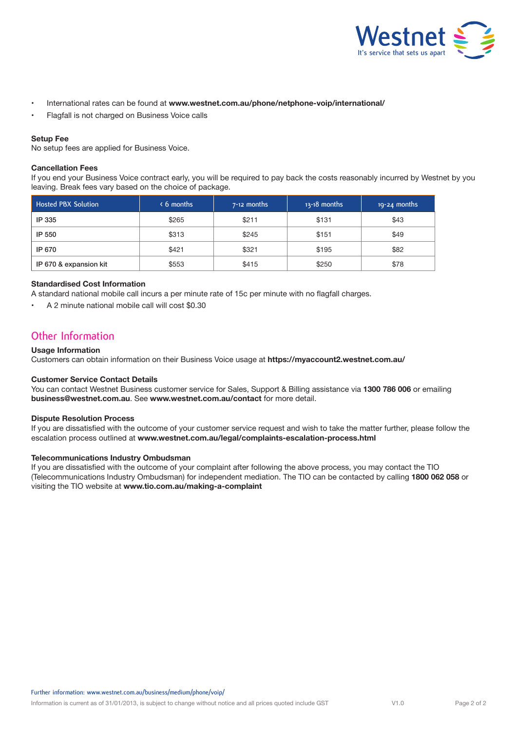- International rates can be found at **www.westnet.com.au/phone/netphone-voip/international/**
- Flagfall is not charged on Business Voice calls

**Setup Fee**
No setup fees are applied for Business Voice.

**Cancellation Fees**
If you end your Business Voice contract early, you will be required to pay back the costs reasonably incurred by Westnet by you leaving. Break fees vary based on the choice of package.

| Hosted PBX Solution | < 6 months | 7-12 months | 13-18 months | 19-24 months |
|---|---|---|---|---|
| IP 335 | $265 | $211 | $131 | $43 |
| IP 550 | $313 | $245 | $151 | $49 |
| IP 670 | $421 | $321 | $195 | $82 |
| IP 670 & expansion kit | $553 | $415 | $250 | $78 |

**Standardised Cost Information**
A standard national mobile call incurs a per minute rate of 15c per minute with no flagfall charges.

- A 2 minute national mobile call will cost $0.30

## Other Information

**Usage Information**
Customers can obtain information on their Business Voice usage at **https://myaccount2.westnet.com.au/**

**Customer Service Contact Details**
You can contact Westnet Business customer service for Sales, Support & Billing assistance via **1300 786 006** or emailing **business@westnet.com.au**. See **www.westnet.com.au/contact** for more detail.

**Dispute Resolution Process**
If you are dissatisfied with the outcome of your customer service request and wish to take the matter further, please follow the escalation process outlined at **www.westnet.com.au/legal/complaints-escalation-process.html**

**Telecommunications Industry Ombudsman**
If you are dissatisfied with the outcome of your complaint after following the above process, you may contact the TIO (Telecommunications Industry Ombudsman) for independent mediation. The TIO can be contacted by calling **1800 062 058** or visiting the TIO website at **www.tio.com.au/making-a-complaint**

Further information: www.westnet.com.au/business/medium/phone/voip/

Information is current as of 31/01/2013, is subject to change without notice and all prices quoted include GST V1.0